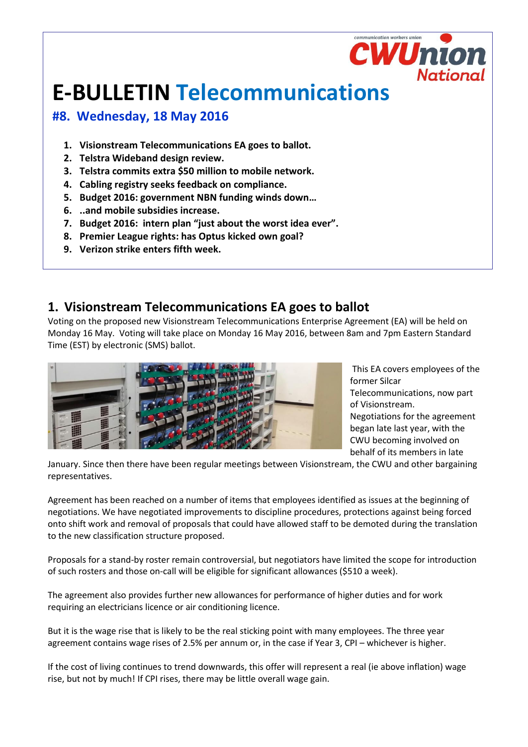# E-BULLETIN Telecommunications

## #8. Wednesday, 18 May 2016

1. **Visionstream Telecommunications EA goes to ballot.**
2. **Telstra Wideband design review.**
3. **Telstra commits extra $50 million to mobile network.**
4. **Cabling registry seeks feedback on compliance.**
5. **Budget 2016: government NBN funding winds down…**
6. **..and mobile subsidies increase.**
7. **Budget 2016: intern plan "just about the worst idea ever".**
8. **Premier League rights: has Optus kicked own goal?**
9. **Verizon strike enters fifth week.**

## 1. Visionstream Telecommunications EA goes to ballot

Voting on the proposed new Visionstream Telecommunications Enterprise Agreement (EA) will be held on Monday 16 May. Voting will take place on Monday 16 May 2016, between 8am and 7pm Eastern Standard Time (EST) by electronic (SMS) ballot.

This EA covers employees of the former Silcar Telecommunications, now part of Visionstream. Negotiations for the agreement began late last year, with the CWU becoming involved on behalf of its members in late January. Since then there have been regular meetings between Visionstream, the CWU and other bargaining representatives.

Agreement has been reached on a number of items that employees identified as issues at the beginning of negotiations. We have negotiated improvements to discipline procedures, protections against being forced onto shift work and removal of proposals that could have allowed staff to be demoted during the translation to the new classification structure proposed.

Proposals for a stand-by roster remain controversial, but negotiators have limited the scope for introduction of such rosters and those on-call will be eligible for significant allowances ($510 a week).

The agreement also provides further new allowances for performance of higher duties and for work requiring an electricians licence or air conditioning licence.

But it is the wage rise that is likely to be the real sticking point with many employees. The three year agreement contains wage rises of 2.5% per annum or, in the case if Year 3, CPI – whichever is higher.

If the cost of living continues to trend downwards, this offer will represent a real (ie above inflation) wage rise, but not by much! If CPI rises, there may be little overall wage gain.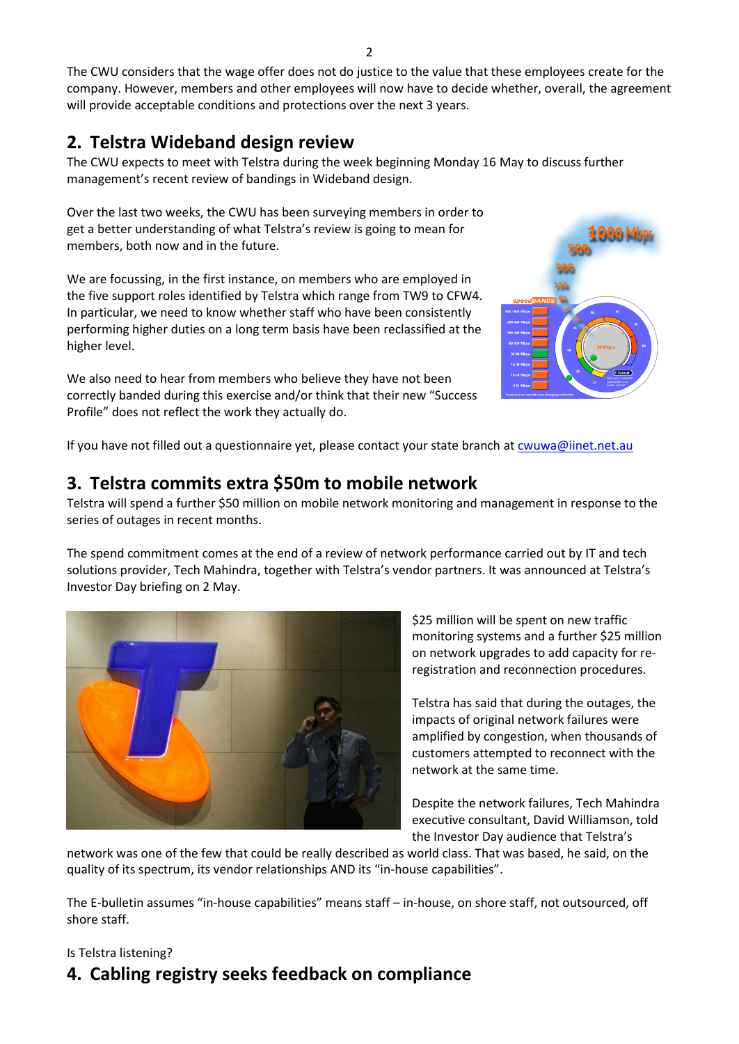The CWU considers that the wage offer does not do justice to the value that these employees create for the company. However, members and other employees will now have to decide whether, overall, the agreement will provide acceptable conditions and protections over the next 3 years.

## 2. Telstra Wideband design review

The CWU expects to meet with Telstra during the week beginning Monday 16 May to discuss further management's recent review of bandings in Wideband design.

Over the last two weeks, the CWU has been surveying members in order to get a better understanding of what Telstra's review is going to mean for members, both now and in the future.

We are focussing, in the first instance, on members who are employed in the five support roles identified by Telstra which range from TW9 to CFW4. In particular, we need to know whether staff who have been consistently performing higher duties on a long term basis have been reclassified at the higher level.

We also need to hear from members who believe they have not been correctly banded during this exercise and/or think that their new "Success Profile" does not reflect the work they actually do.

If you have not filled out a questionnaire yet, please contact your state branch at cwuwa@iinet.net.au

## 3. Telstra commits extra $50m to mobile network

Telstra will spend a further $50 million on mobile network monitoring and management in response to the series of outages in recent months.

The spend commitment comes at the end of a review of network performance carried out by IT and tech solutions provider, Tech Mahindra, together with Telstra's vendor partners. It was announced at Telstra's Investor Day briefing on 2 May.

$25 million will be spent on new traffic monitoring systems and a further $25 million on network upgrades to add capacity for re-registration and reconnection procedures.

Telstra has said that during the outages, the impacts of original network failures were amplified by congestion, when thousands of customers attempted to reconnect with the network at the same time.

Despite the network failures, Tech Mahindra executive consultant, David Williamson, told the Investor Day audience that Telstra's network was one of the few that could be really described as world class. That was based, he said, on the quality of its spectrum, its vendor relationships AND its "in-house capabilities".

The E-bulletin assumes "in-house capabilities" means staff – in-house, on shore staff, not outsourced, off shore staff.

Is Telstra listening?

## 4. Cabling registry seeks feedback on compliance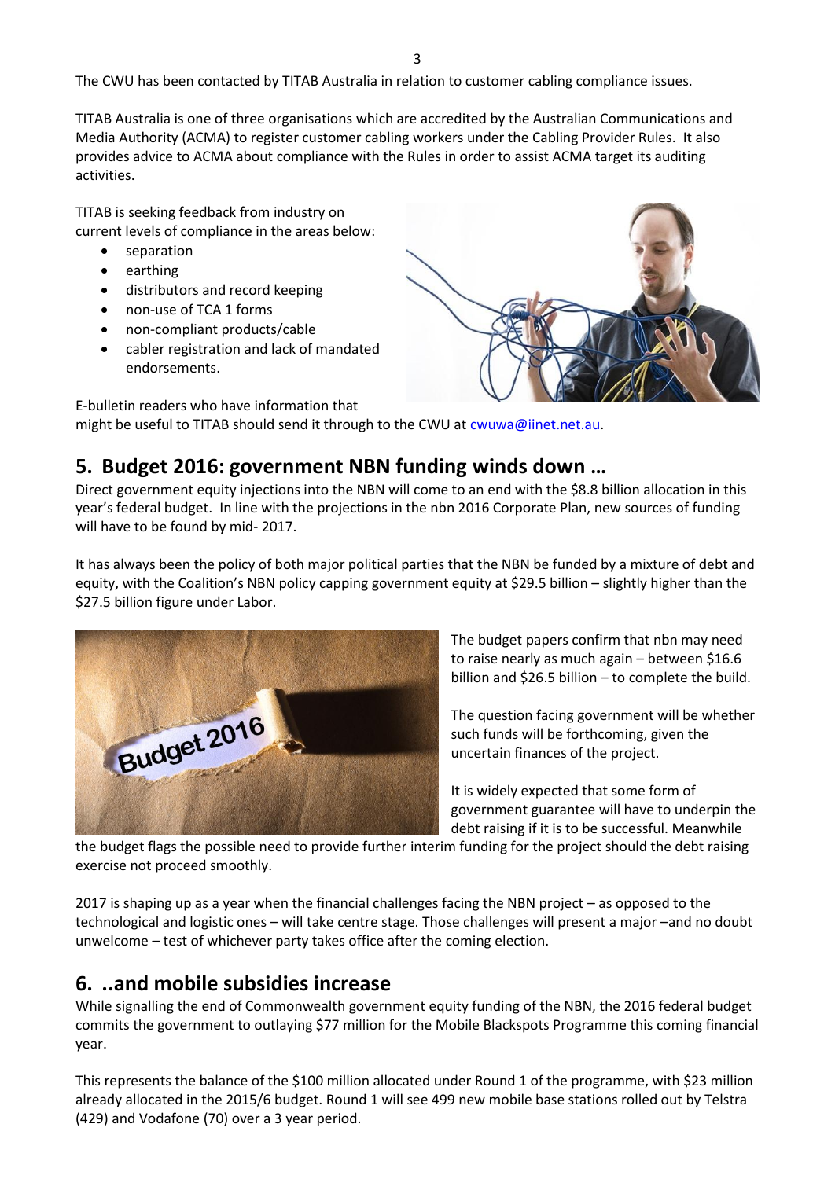The CWU has been contacted by TITAB Australia in relation to customer cabling compliance issues.

TITAB Australia is one of three organisations which are accredited by the Australian Communications and Media Authority (ACMA) to register customer cabling workers under the Cabling Provider Rules. It also provides advice to ACMA about compliance with the Rules in order to assist ACMA target its auditing activities.

TITAB is seeking feedback from industry on current levels of compliance in the areas below:

- separation
- earthing
- distributors and record keeping
- non-use of TCA 1 forms
- non-compliant products/cable
- cabler registration and lack of mandated endorsements.

E-bulletin readers who have information that might be useful to TITAB should send it through to the CWU at cwuwa@iinet.net.au.

## 5. Budget 2016: government NBN funding winds down …

Direct government equity injections into the NBN will come to an end with the $8.8 billion allocation in this year's federal budget. In line with the projections in the nbn 2016 Corporate Plan, new sources of funding will have to be found by mid- 2017.

It has always been the policy of both major political parties that the NBN be funded by a mixture of debt and equity, with the Coalition's NBN policy capping government equity at $29.5 billion – slightly higher than the $27.5 billion figure under Labor.

The budget papers confirm that nbn may need to raise nearly as much again – between $16.6 billion and $26.5 billion – to complete the build.

The question facing government will be whether such funds will be forthcoming, given the uncertain finances of the project.

It is widely expected that some form of government guarantee will have to underpin the debt raising if it is to be successful. Meanwhile the budget flags the possible need to provide further interim funding for the project should the debt raising exercise not proceed smoothly.

2017 is shaping up as a year when the financial challenges facing the NBN project – as opposed to the technological and logistic ones – will take centre stage. Those challenges will present a major –and no doubt unwelcome – test of whichever party takes office after the coming election.

## 6. ..and mobile subsidies increase

While signalling the end of Commonwealth government equity funding of the NBN, the 2016 federal budget commits the government to outlaying $77 million for the Mobile Blackspots Programme this coming financial year.

This represents the balance of the $100 million allocated under Round 1 of the programme, with $23 million already allocated in the 2015/6 budget. Round 1 will see 499 new mobile base stations rolled out by Telstra (429) and Vodafone (70) over a 3 year period.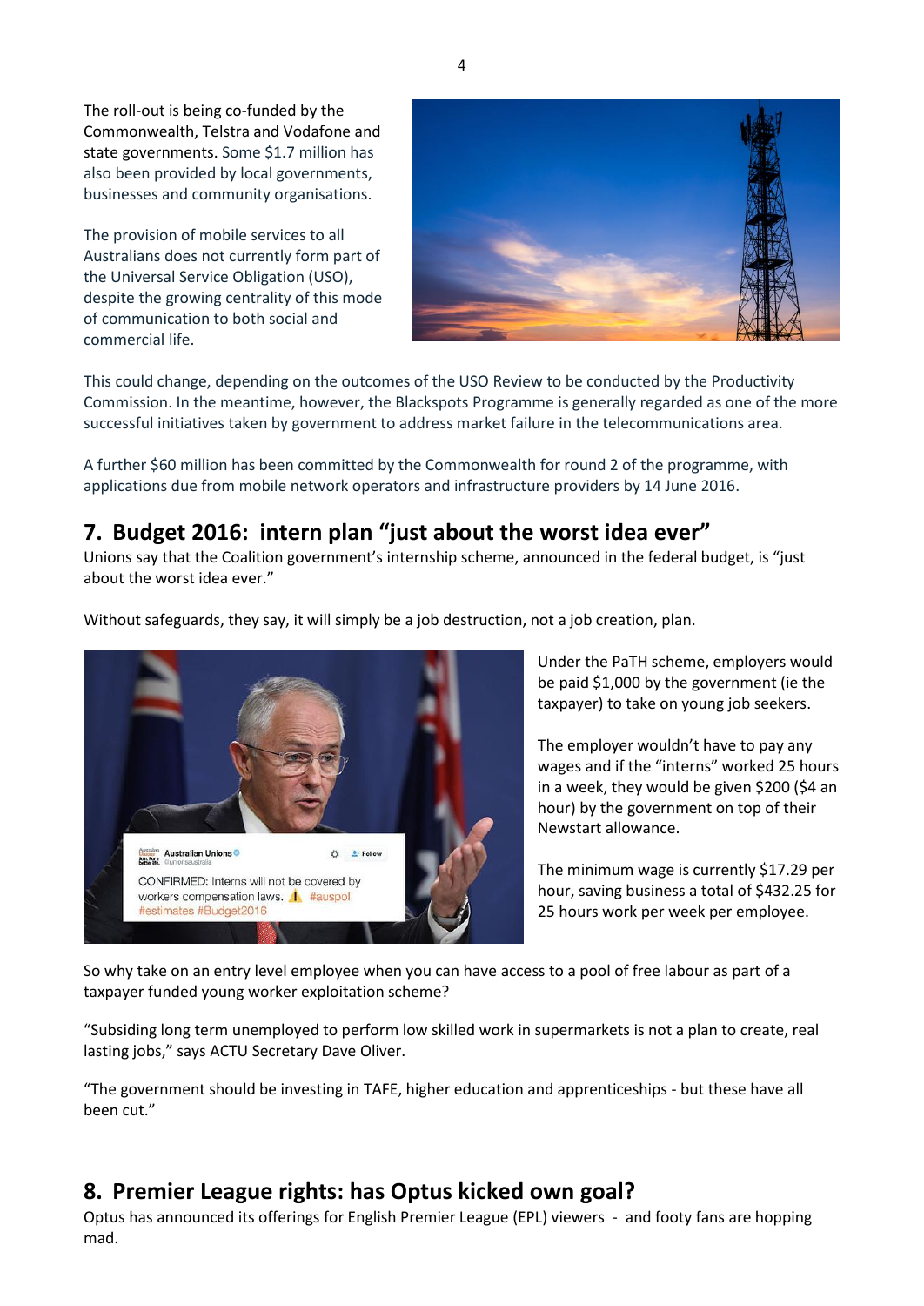The roll-out is being co-funded by the Commonwealth, Telstra and Vodafone and state governments. Some $1.7 million has also been provided by local governments, businesses and community organisations.

The provision of mobile services to all Australians does not currently form part of the Universal Service Obligation (USO), despite the growing centrality of this mode of communication to both social and commercial life.

This could change, depending on the outcomes of the USO Review to be conducted by the Productivity Commission. In the meantime, however, the Blackspots Programme is generally regarded as one of the more successful initiatives taken by government to address market failure in the telecommunications area.

A further $60 million has been committed by the Commonwealth for round 2 of the programme, with applications due from mobile network operators and infrastructure providers by 14 June 2016.

## 7. Budget 2016: intern plan "just about the worst idea ever"

Unions say that the Coalition government's internship scheme, announced in the federal budget, is "just about the worst idea ever."

Without safeguards, they say, it will simply be a job destruction, not a job creation, plan.

Under the PaTH scheme, employers would be paid $1,000 by the government (ie the taxpayer) to take on young job seekers.

The employer wouldn't have to pay any wages and if the "interns" worked 25 hours in a week, they would be given $200 ($4 an hour) by the government on top of their Newstart allowance.

The minimum wage is currently $17.29 per hour, saving business a total of $432.25 for 25 hours work per week per employee.

So why take on an entry level employee when you can have access to a pool of free labour as part of a taxpayer funded young worker exploitation scheme?

"Subsiding long term unemployed to perform low skilled work in supermarkets is not a plan to create, real lasting jobs," says ACTU Secretary Dave Oliver.

"The government should be investing in TAFE, higher education and apprenticeships - but these have all been cut."

## 8. Premier League rights: has Optus kicked own goal?

Optus has announced its offerings for English Premier League (EPL) viewers - and footy fans are hopping mad.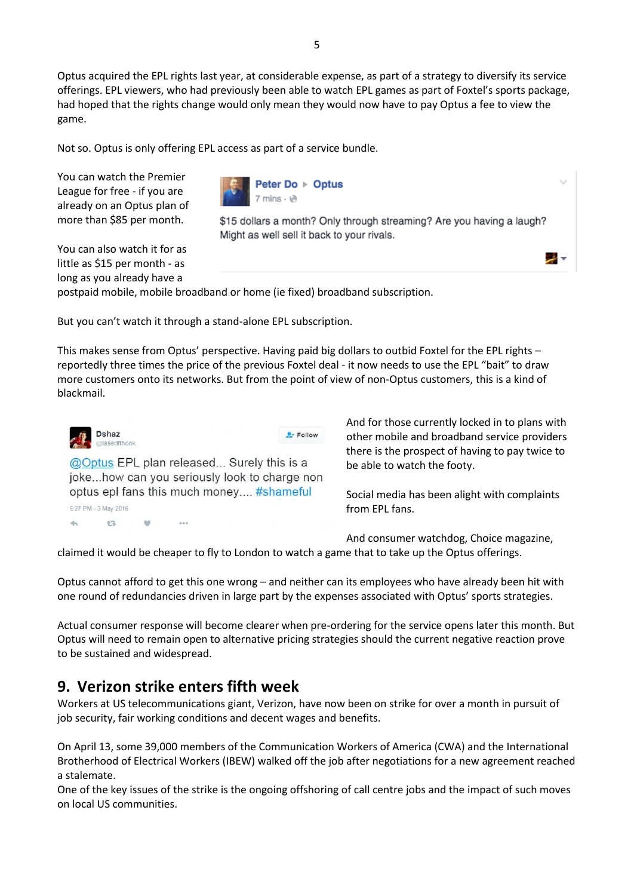Optus acquired the EPL rights last year, at considerable expense, as part of a strategy to diversify its service offerings. EPL viewers, who had previously been able to watch EPL games as part of Foxtel's sports package, had hoped that the rights change would only mean they would now have to pay Optus a fee to view the game.

Not so. Optus is only offering EPL access as part of a service bundle.

You can watch the Premier League for free - if you are already on an Optus plan of more than $85 per month.

> **Peter Do ▸ Optus**
> 7 mins
>
> $15 dollars a month? Only through streaming? Are you having a laugh? Might as well sell it back to your rivals.

You can also watch it for as little as $15 per month - as long as you already have a postpaid mobile, mobile broadband or home (ie fixed) broadband subscription.

But you can't watch it through a stand-alone EPL subscription.

This makes sense from Optus' perspective. Having paid big dollars to outbid Foxtel for the EPL rights – reportedly three times the price of the previous Foxtel deal - it now needs to use the EPL "bait" to draw more customers onto its networks. But from the point of view of non-Optus customers, this is a kind of blackmail.

> **Dshaz** @laserifthook
>
> @Optus EPL plan released... Surely this is a joke...how can you seriously look to charge non optus epl fans this much money.... #shameful
>
> 6:27 PM - 3 May 2016

And for those currently locked in to plans with other mobile and broadband service providers there is the prospect of having to pay twice to be able to watch the footy.

Social media has been alight with complaints from EPL fans.

And consumer watchdog, Choice magazine, claimed it would be cheaper to fly to London to watch a game that to take up the Optus offerings.

Optus cannot afford to get this one wrong – and neither can its employees who have already been hit with one round of redundancies driven in large part by the expenses associated with Optus' sports strategies.

Actual consumer response will become clearer when pre-ordering for the service opens later this month. But Optus will need to remain open to alternative pricing strategies should the current negative reaction prove to be sustained and widespread.

## 9. Verizon strike enters fifth week

Workers at US telecommunications giant, Verizon, have now been on strike for over a month in pursuit of job security, fair working conditions and decent wages and benefits.

On April 13, some 39,000 members of the Communication Workers of America (CWA) and the International Brotherhood of Electrical Workers (IBEW) walked off the job after negotiations for a new agreement reached a stalemate.

One of the key issues of the strike is the ongoing offshoring of call centre jobs and the impact of such moves on local US communities.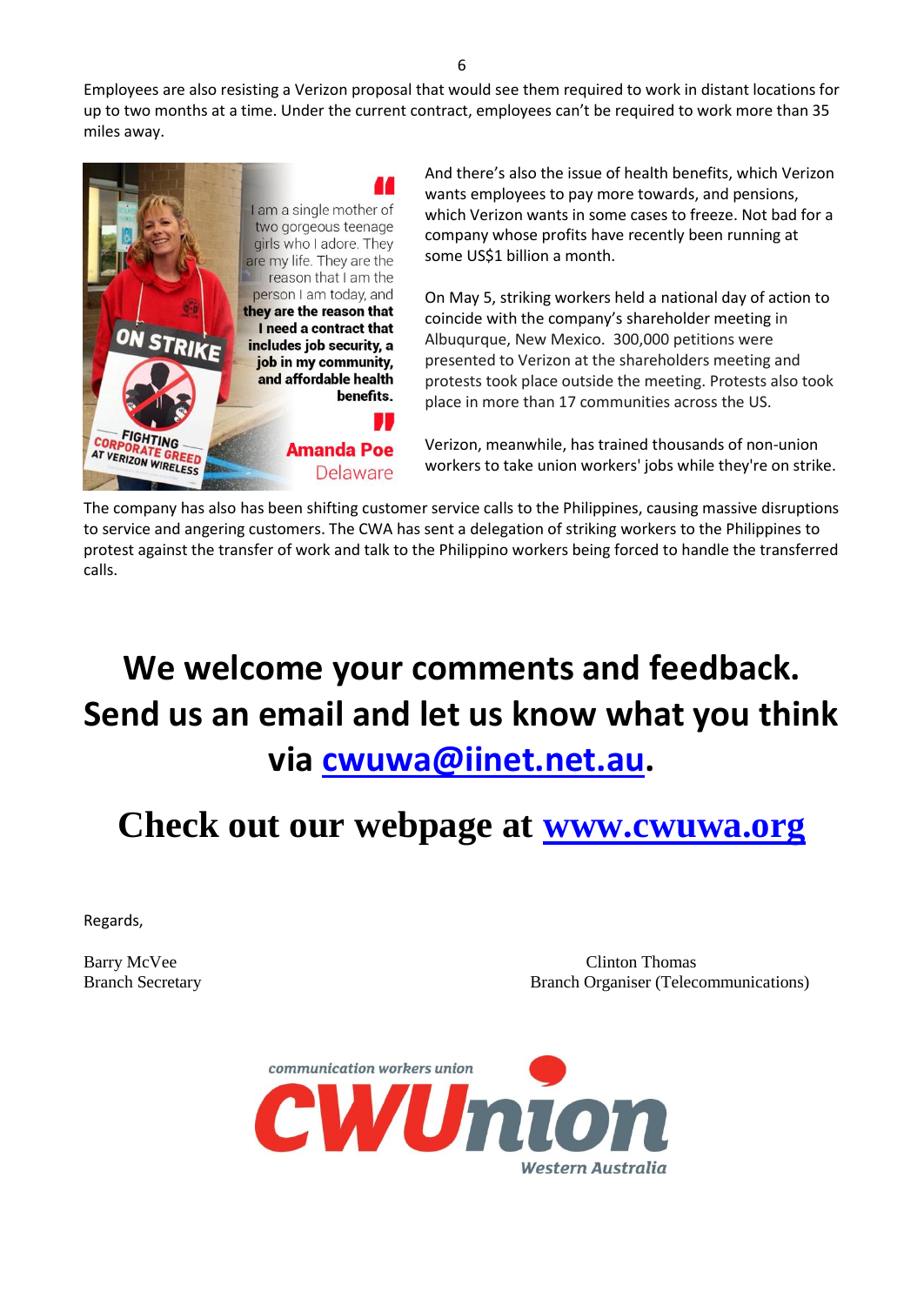Employees are also resisting a Verizon proposal that would see them required to work in distant locations for up to two months at a time. Under the current contract, employees can't be required to work more than 35 miles away.

"I am a single mother of two gorgeous teenage girls who I adore. They are my life. They are the reason that I am the person I am today, and **they are the reason that I need a contract that includes job security, a job in my community, and affordable health benefits.**"

**Amanda Poe**
Delaware

And there's also the issue of health benefits, which Verizon wants employees to pay more towards, and pensions, which Verizon wants in some cases to freeze. Not bad for a company whose profits have recently been running at some US$1 billion a month.

On May 5, striking workers held a national day of action to coincide with the company's shareholder meeting in Albuquerque, New Mexico. 300,000 petitions were presented to Verizon at the shareholders meeting and protests took place outside the meeting. Protests also took place in more than 17 communities across the US.

Verizon, meanwhile, has trained thousands of non-union workers to take union workers' jobs while they're on strike.

The company has also has been shifting customer service calls to the Philippines, causing massive disruptions to service and angering customers. The CWA has sent a delegation of striking workers to the Philippines to protest against the transfer of work and talk to the Philippino workers being forced to handle the transferred calls.

## We welcome your comments and feedback. Send us an email and let us know what you think via cwuwa@iinet.net.au.

## Check out our webpage at www.cwuwa.org

Regards,

Barry McVee
Branch Secretary

Clinton Thomas
Branch Organiser (Telecommunications)

communication workers union
CWUnion
Western Australia